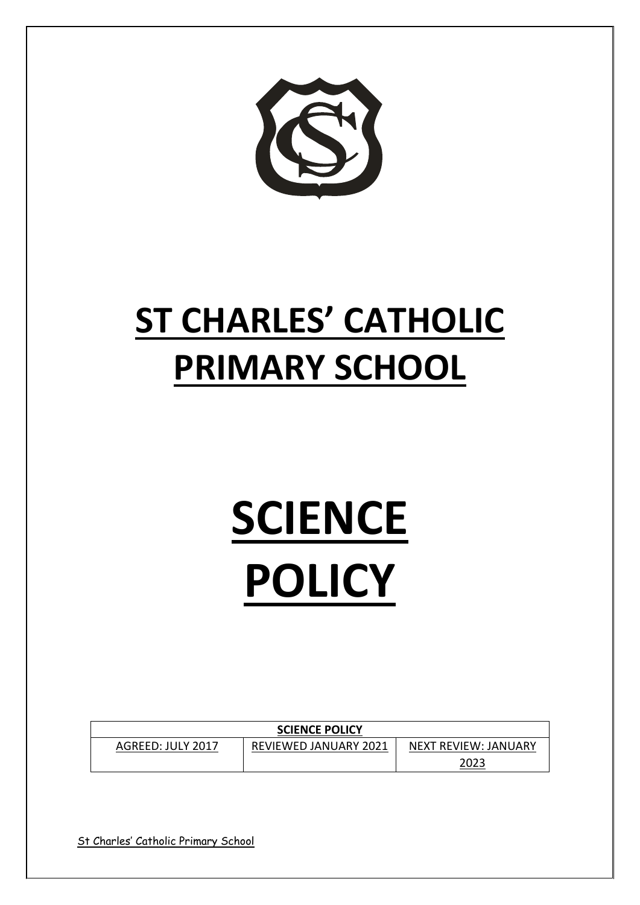# ST CHARLES' CATHOLIC PRIMARY SCHOOL

# SCIENCE POLICY

| SCIENCE POLICY | | |
|---|---|---|
| AGREED: JULY 2017 | REVIEWED JANUARY 2021 | NEXT REVIEW: JANUARY 2023 |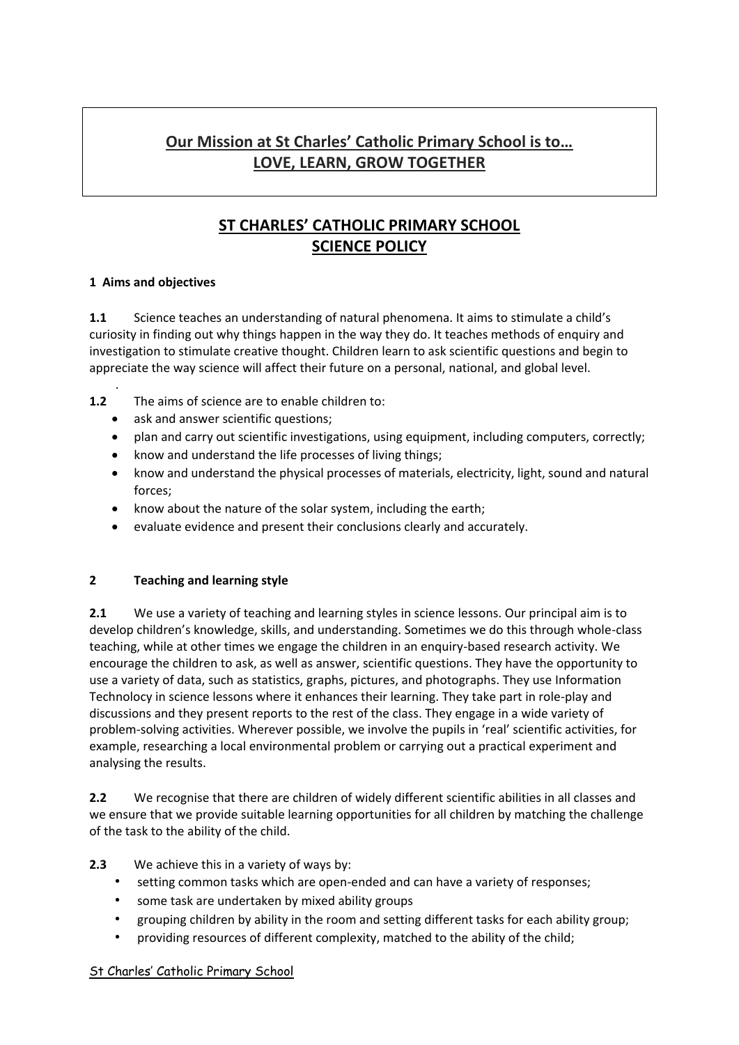**Our Mission at St Charles' Catholic Primary School is to…**
**LOVE, LEARN, GROW TOGETHER**

# ST CHARLES' CATHOLIC PRIMARY SCHOOL SCIENCE POLICY

## 1 Aims and objectives

**1.1** Science teaches an understanding of natural phenomena. It aims to stimulate a child's curiosity in finding out why things happen in the way they do. It teaches methods of enquiry and investigation to stimulate creative thought. Children learn to ask scientific questions and begin to appreciate the way science will affect their future on a personal, national, and global level.

**1.2** The aims of science are to enable children to:

- ask and answer scientific questions;
- plan and carry out scientific investigations, using equipment, including computers, correctly;
- know and understand the life processes of living things;
- know and understand the physical processes of materials, electricity, light, sound and natural forces;
- know about the nature of the solar system, including the earth;
- evaluate evidence and present their conclusions clearly and accurately.

## 2 Teaching and learning style

**2.1** We use a variety of teaching and learning styles in science lessons. Our principal aim is to develop children's knowledge, skills, and understanding. Sometimes we do this through whole-class teaching, while at other times we engage the children in an enquiry-based research activity. We encourage the children to ask, as well as answer, scientific questions. They have the opportunity to use a variety of data, such as statistics, graphs, pictures, and photographs. They use Information Technolocy in science lessons where it enhances their learning. They take part in role-play and discussions and they present reports to the rest of the class. They engage in a wide variety of problem-solving activities. Wherever possible, we involve the pupils in 'real' scientific activities, for example, researching a local environmental problem or carrying out a practical experiment and analysing the results.

**2.2** We recognise that there are children of widely different scientific abilities in all classes and we ensure that we provide suitable learning opportunities for all children by matching the challenge of the task to the ability of the child.

**2.3** We achieve this in a variety of ways by:

- setting common tasks which are open-ended and can have a variety of responses;
- some task are undertaken by mixed ability groups
- grouping children by ability in the room and setting different tasks for each ability group;
- providing resources of different complexity, matched to the ability of the child;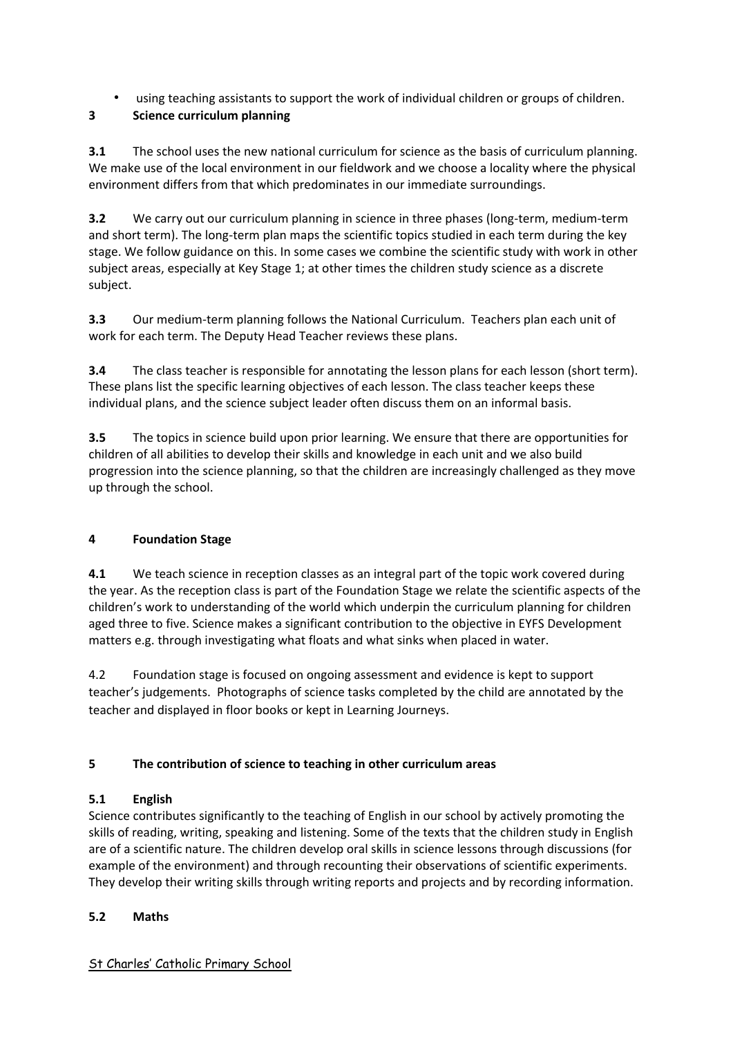- using teaching assistants to support the work of individual children or groups of children.

## 3 Science curriculum planning

**3.1** The school uses the new national curriculum for science as the basis of curriculum planning. We make use of the local environment in our fieldwork and we choose a locality where the physical environment differs from that which predominates in our immediate surroundings.

**3.2** We carry out our curriculum planning in science in three phases (long-term, medium-term and short term). The long-term plan maps the scientific topics studied in each term during the key stage. We follow guidance on this. In some cases we combine the scientific study with work in other subject areas, especially at Key Stage 1; at other times the children study science as a discrete subject.

**3.3** Our medium-term planning follows the National Curriculum. Teachers plan each unit of work for each term. The Deputy Head Teacher reviews these plans.

**3.4** The class teacher is responsible for annotating the lesson plans for each lesson (short term). These plans list the specific learning objectives of each lesson. The class teacher keeps these individual plans, and the science subject leader often discuss them on an informal basis.

**3.5** The topics in science build upon prior learning. We ensure that there are opportunities for children of all abilities to develop their skills and knowledge in each unit and we also build progression into the science planning, so that the children are increasingly challenged as they move up through the school.

## 4 Foundation Stage

**4.1** We teach science in reception classes as an integral part of the topic work covered during the year. As the reception class is part of the Foundation Stage we relate the scientific aspects of the children's work to understanding of the world which underpin the curriculum planning for children aged three to five. Science makes a significant contribution to the objective in EYFS Development matters e.g. through investigating what floats and what sinks when placed in water.

4.2 Foundation stage is focused on ongoing assessment and evidence is kept to support teacher's judgements. Photographs of science tasks completed by the child are annotated by the teacher and displayed in floor books or kept in Learning Journeys.

## 5 The contribution of science to teaching in other curriculum areas

### 5.1 English

Science contributes significantly to the teaching of English in our school by actively promoting the skills of reading, writing, speaking and listening. Some of the texts that the children study in English are of a scientific nature. The children develop oral skills in science lessons through discussions (for example of the environment) and through recounting their observations of scientific experiments. They develop their writing skills through writing reports and projects and by recording information.

### 5.2 Maths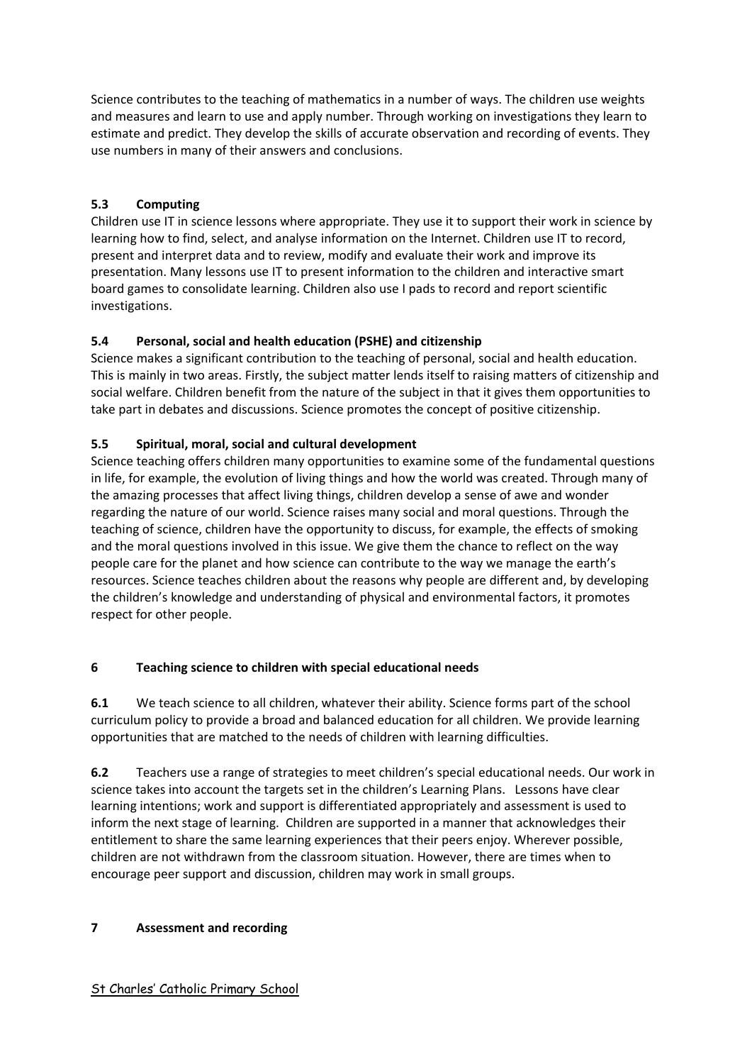Science contributes to the teaching of mathematics in a number of ways. The children use weights and measures and learn to use and apply number. Through working on investigations they learn to estimate and predict. They develop the skills of accurate observation and recording of events. They use numbers in many of their answers and conclusions.

### 5.3 Computing

Children use IT in science lessons where appropriate. They use it to support their work in science by learning how to find, select, and analyse information on the Internet. Children use IT to record, present and interpret data and to review, modify and evaluate their work and improve its presentation. Many lessons use IT to present information to the children and interactive smart board games to consolidate learning. Children also use I pads to record and report scientific investigations.

### 5.4 Personal, social and health education (PSHE) and citizenship

Science makes a significant contribution to the teaching of personal, social and health education. This is mainly in two areas. Firstly, the subject matter lends itself to raising matters of citizenship and social welfare. Children benefit from the nature of the subject in that it gives them opportunities to take part in debates and discussions. Science promotes the concept of positive citizenship.

### 5.5 Spiritual, moral, social and cultural development

Science teaching offers children many opportunities to examine some of the fundamental questions in life, for example, the evolution of living things and how the world was created. Through many of the amazing processes that affect living things, children develop a sense of awe and wonder regarding the nature of our world. Science raises many social and moral questions. Through the teaching of science, children have the opportunity to discuss, for example, the effects of smoking and the moral questions involved in this issue. We give them the chance to reflect on the way people care for the planet and how science can contribute to the way we manage the earth's resources. Science teaches children about the reasons why people are different and, by developing the children's knowledge and understanding of physical and environmental factors, it promotes respect for other people.

## 6 Teaching science to children with special educational needs

**6.1** We teach science to all children, whatever their ability. Science forms part of the school curriculum policy to provide a broad and balanced education for all children. We provide learning opportunities that are matched to the needs of children with learning difficulties.

**6.2** Teachers use a range of strategies to meet children's special educational needs. Our work in science takes into account the targets set in the children's Learning Plans. Lessons have clear learning intentions; work and support is differentiated appropriately and assessment is used to inform the next stage of learning. Children are supported in a manner that acknowledges their entitlement to share the same learning experiences that their peers enjoy. Wherever possible, children are not withdrawn from the classroom situation. However, there are times when to encourage peer support and discussion, children may work in small groups.

## 7 Assessment and recording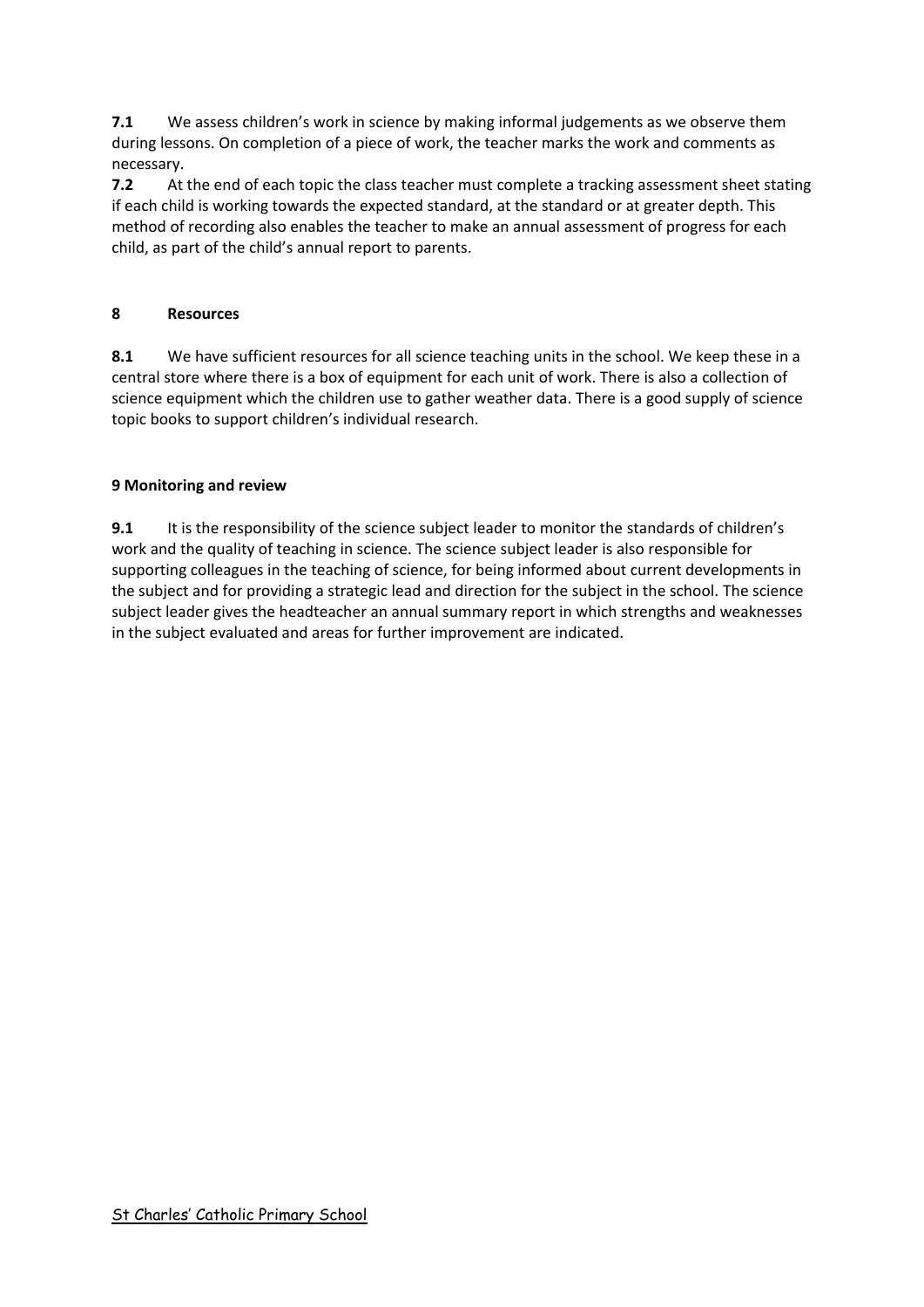**7.1** We assess children's work in science by making informal judgements as we observe them during lessons. On completion of a piece of work, the teacher marks the work and comments as necessary.

**7.2** At the end of each topic the class teacher must complete a tracking assessment sheet stating if each child is working towards the expected standard, at the standard or at greater depth. This method of recording also enables the teacher to make an annual assessment of progress for each child, as part of the child's annual report to parents.

## 8 Resources

**8.1** We have sufficient resources for all science teaching units in the school. We keep these in a central store where there is a box of equipment for each unit of work. There is also a collection of science equipment which the children use to gather weather data. There is a good supply of science topic books to support children's individual research.

## 9 Monitoring and review

**9.1** It is the responsibility of the science subject leader to monitor the standards of children's work and the quality of teaching in science. The science subject leader is also responsible for supporting colleagues in the teaching of science, for being informed about current developments in the subject and for providing a strategic lead and direction for the subject in the school. The science subject leader gives the headteacher an annual summary report in which strengths and weaknesses in the subject evaluated and areas for further improvement are indicated.